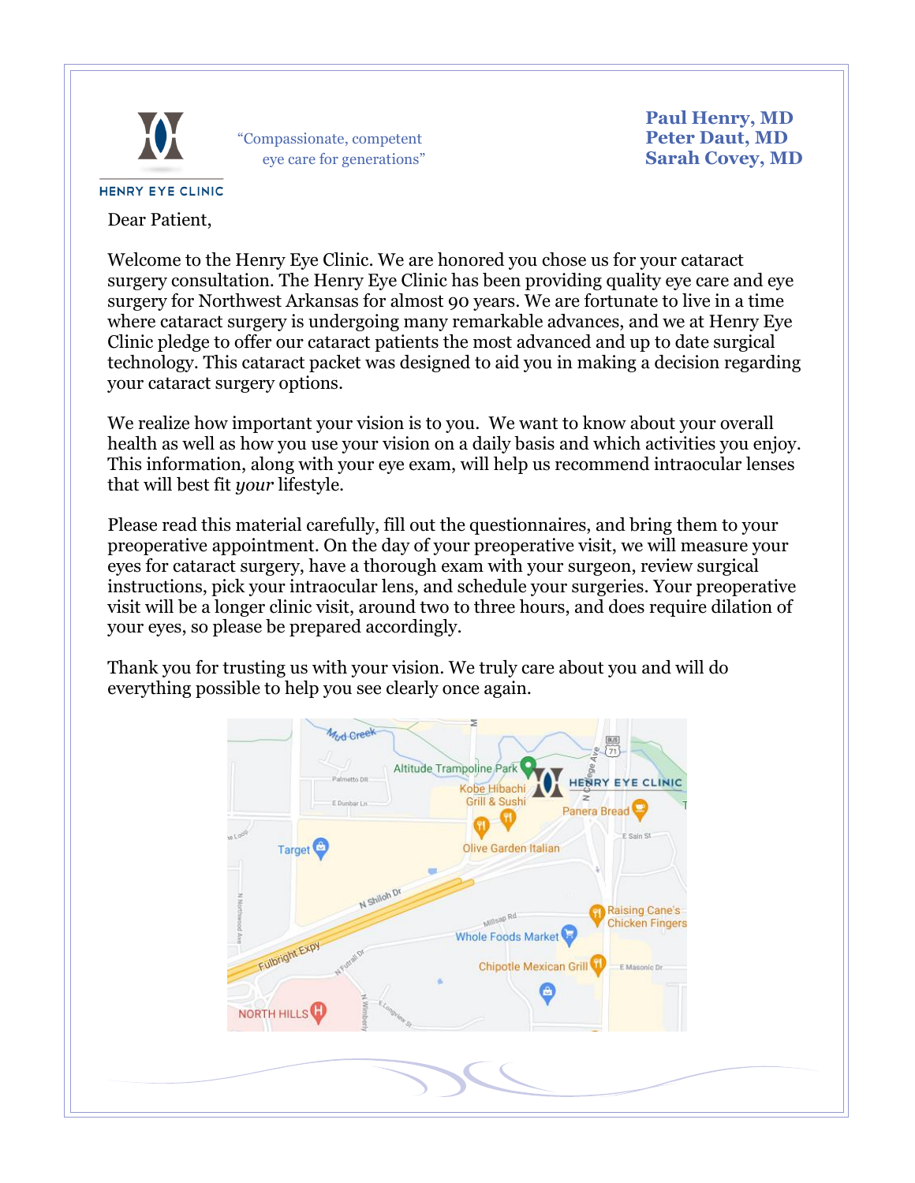HENRY EYE CLINIC

"Compassionate, competent eye care for generations"

**Paul Henry, MD**
**Peter Daut, MD**
**Sarah Covey, MD**

Dear Patient,

Welcome to the Henry Eye Clinic. We are honored you chose us for your cataract surgery consultation. The Henry Eye Clinic has been providing quality eye care and eye surgery for Northwest Arkansas for almost 90 years. We are fortunate to live in a time where cataract surgery is undergoing many remarkable advances, and we at Henry Eye Clinic pledge to offer our cataract patients the most advanced and up to date surgical technology. This cataract packet was designed to aid you in making a decision regarding your cataract surgery options.

We realize how important your vision is to you. We want to know about your overall health as well as how you use your vision on a daily basis and which activities you enjoy. This information, along with your eye exam, will help us recommend intraocular lenses that will best fit *your* lifestyle.

Please read this material carefully, fill out the questionnaires, and bring them to your preoperative appointment. On the day of your preoperative visit, we will measure your eyes for cataract surgery, have a thorough exam with your surgeon, review surgical instructions, pick your intraocular lens, and schedule your surgeries. Your preoperative visit will be a longer clinic visit, around two to three hours, and does require dilation of your eyes, so please be prepared accordingly.

Thank you for trusting us with your vision. We truly care about you and will do everything possible to help you see clearly once again.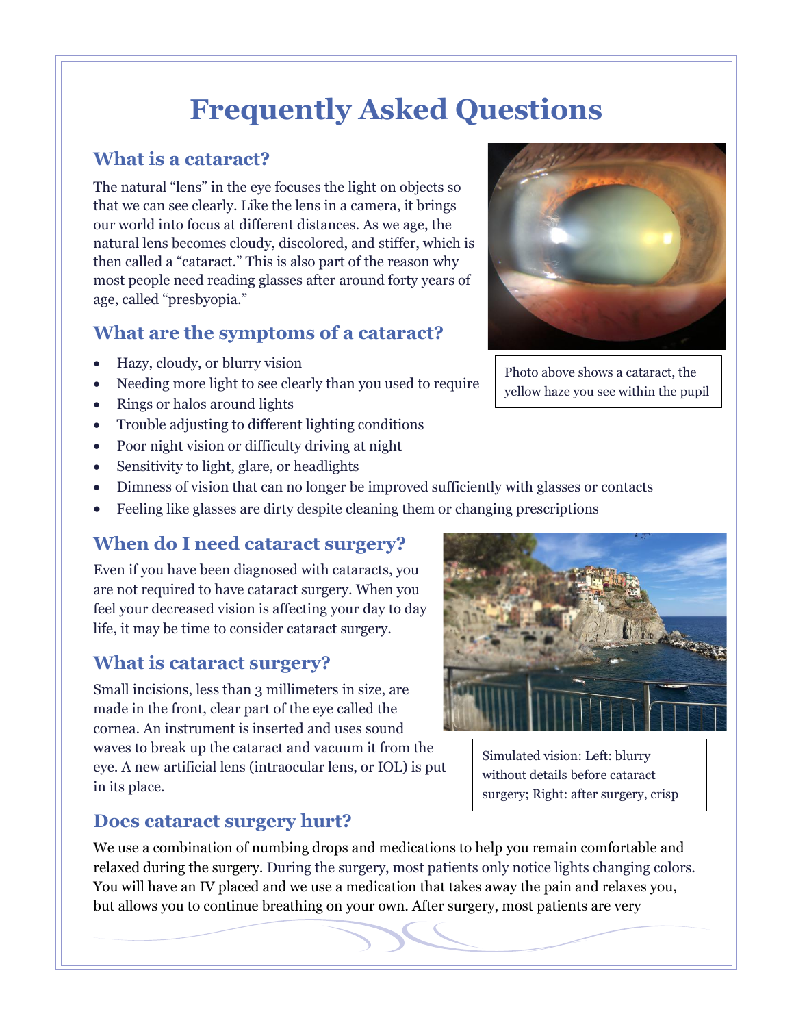# Frequently Asked Questions

## What is a cataract?

The natural "lens" in the eye focuses the light on objects so that we can see clearly. Like the lens in a camera, it brings our world into focus at different distances. As we age, the natural lens becomes cloudy, discolored, and stiffer, which is then called a "cataract." This is also part of the reason why most people need reading glasses after around forty years of age, called "presbyopia."

Photo above shows a cataract, the yellow haze you see within the pupil

## What are the symptoms of a cataract?

- Hazy, cloudy, or blurry vision
- Needing more light to see clearly than you used to require
- Rings or halos around lights
- Trouble adjusting to different lighting conditions
- Poor night vision or difficulty driving at night
- Sensitivity to light, glare, or headlights
- Dimness of vision that can no longer be improved sufficiently with glasses or contacts
- Feeling like glasses are dirty despite cleaning them or changing prescriptions

## When do I need cataract surgery?

Even if you have been diagnosed with cataracts, you are not required to have cataract surgery. When you feel your decreased vision is affecting your day to day life, it may be time to consider cataract surgery.

## What is cataract surgery?

Small incisions, less than 3 millimeters in size, are made in the front, clear part of the eye called the cornea. An instrument is inserted and uses sound waves to break up the cataract and vacuum it from the eye. A new artificial lens (intraocular lens, or IOL) is put in its place.

Simulated vision: Left: blurry without details before cataract surgery; Right: after surgery, crisp

## Does cataract surgery hurt?

We use a combination of numbing drops and medications to help you remain comfortable and relaxed during the surgery. During the surgery, most patients only notice lights changing colors. You will have an IV placed and we use a medication that takes away the pain and relaxes you, but allows you to continue breathing on your own. After surgery, most patients are very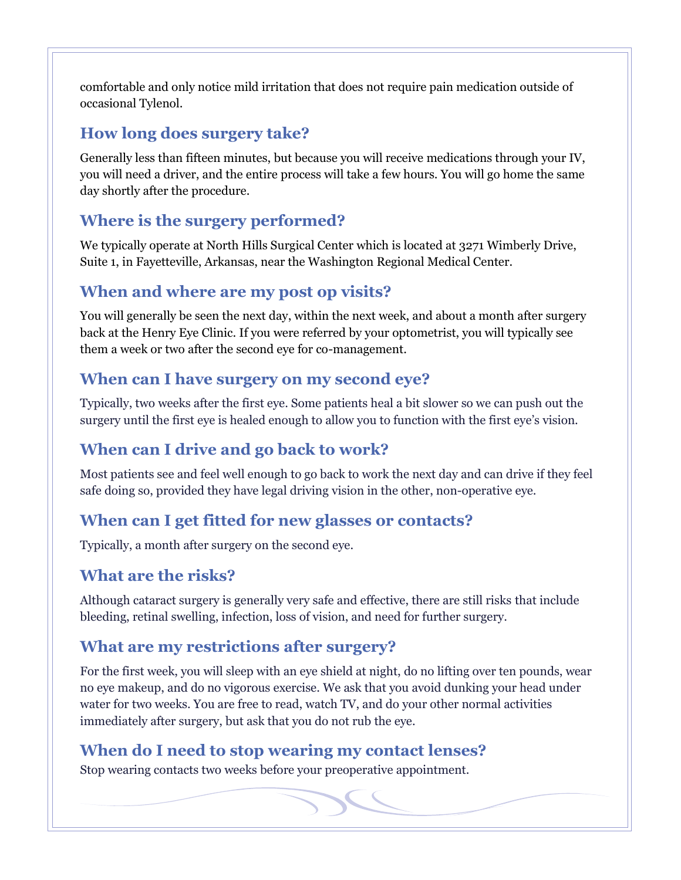comfortable and only notice mild irritation that does not require pain medication outside of occasional Tylenol.

## How long does surgery take?

Generally less than fifteen minutes, but because you will receive medications through your IV, you will need a driver, and the entire process will take a few hours. You will go home the same day shortly after the procedure.

## Where is the surgery performed?

We typically operate at North Hills Surgical Center which is located at 3271 Wimberly Drive, Suite 1, in Fayetteville, Arkansas, near the Washington Regional Medical Center.

## When and where are my post op visits?

You will generally be seen the next day, within the next week, and about a month after surgery back at the Henry Eye Clinic. If you were referred by your optometrist, you will typically see them a week or two after the second eye for co-management.

## When can I have surgery on my second eye?

Typically, two weeks after the first eye. Some patients heal a bit slower so we can push out the surgery until the first eye is healed enough to allow you to function with the first eye's vision.

## When can I drive and go back to work?

Most patients see and feel well enough to go back to work the next day and can drive if they feel safe doing so, provided they have legal driving vision in the other, non-operative eye.

## When can I get fitted for new glasses or contacts?

Typically, a month after surgery on the second eye.

## What are the risks?

Although cataract surgery is generally very safe and effective, there are still risks that include bleeding, retinal swelling, infection, loss of vision, and need for further surgery.

## What are my restrictions after surgery?

For the first week, you will sleep with an eye shield at night, do no lifting over ten pounds, wear no eye makeup, and do no vigorous exercise. We ask that you avoid dunking your head under water for two weeks. You are free to read, watch TV, and do your other normal activities immediately after surgery, but ask that you do not rub the eye.

## When do I need to stop wearing my contact lenses?

Stop wearing contacts two weeks before your preoperative appointment.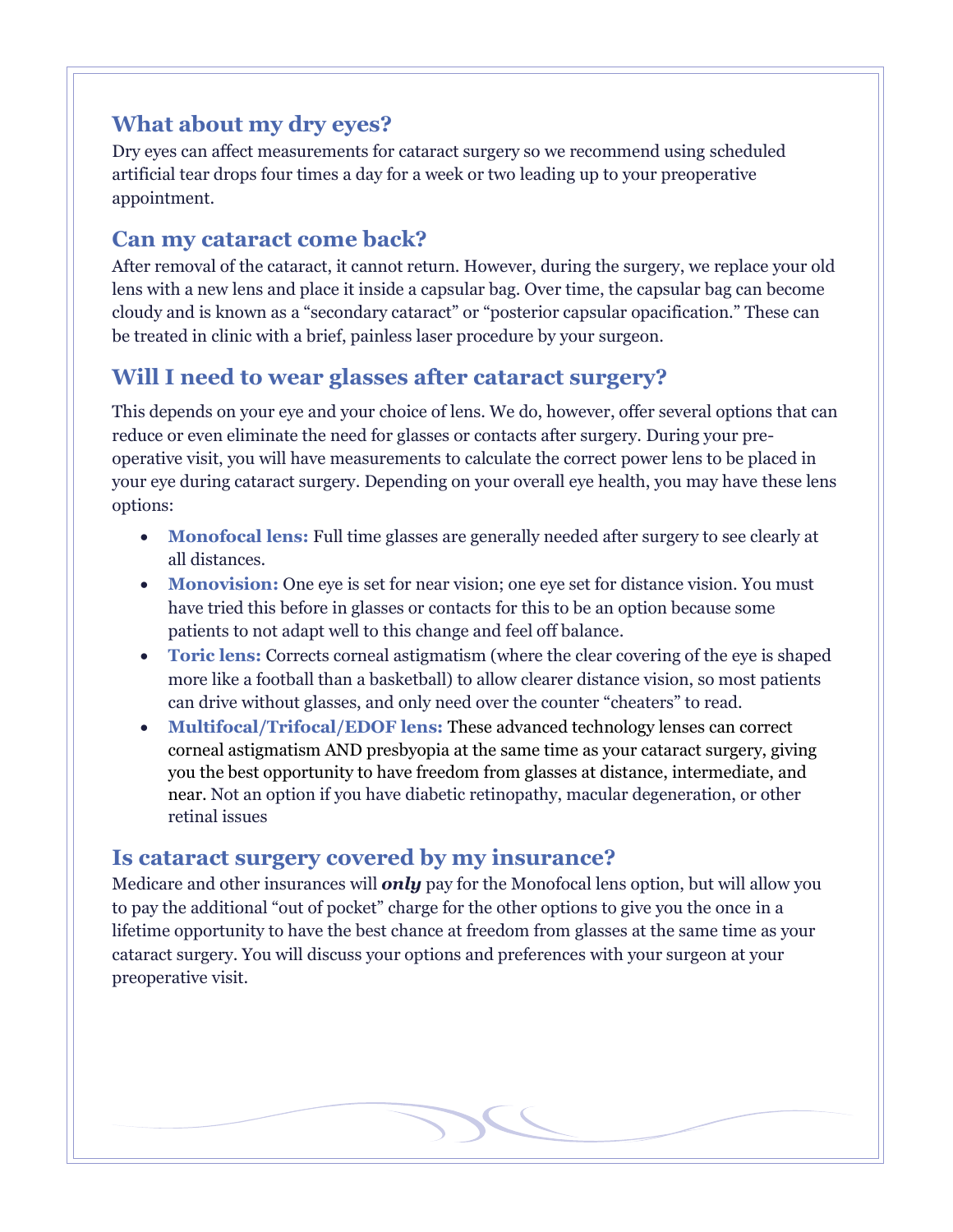## What about my dry eyes?

Dry eyes can affect measurements for cataract surgery so we recommend using scheduled artificial tear drops four times a day for a week or two leading up to your preoperative appointment.

## Can my cataract come back?

After removal of the cataract, it cannot return. However, during the surgery, we replace your old lens with a new lens and place it inside a capsular bag. Over time, the capsular bag can become cloudy and is known as a "secondary cataract" or "posterior capsular opacification." These can be treated in clinic with a brief, painless laser procedure by your surgeon.

## Will I need to wear glasses after cataract surgery?

This depends on your eye and your choice of lens. We do, however, offer several options that can reduce or even eliminate the need for glasses or contacts after surgery. During your pre-operative visit, you will have measurements to calculate the correct power lens to be placed in your eye during cataract surgery. Depending on your overall eye health, you may have these lens options:

- **Monofocal lens:** Full time glasses are generally needed after surgery to see clearly at all distances.
- **Monovision:** One eye is set for near vision; one eye set for distance vision. You must have tried this before in glasses or contacts for this to be an option because some patients to not adapt well to this change and feel off balance.
- **Toric lens:** Corrects corneal astigmatism (where the clear covering of the eye is shaped more like a football than a basketball) to allow clearer distance vision, so most patients can drive without glasses, and only need over the counter "cheaters" to read.
- **Multifocal/Trifocal/EDOF lens:** These advanced technology lenses can correct corneal astigmatism AND presbyopia at the same time as your cataract surgery, giving you the best opportunity to have freedom from glasses at distance, intermediate, and near. Not an option if you have diabetic retinopathy, macular degeneration, or other retinal issues

## Is cataract surgery covered by my insurance?

Medicare and other insurances will ***only*** pay for the Monofocal lens option, but will allow you to pay the additional "out of pocket" charge for the other options to give you the once in a lifetime opportunity to have the best chance at freedom from glasses at the same time as your cataract surgery. You will discuss your options and preferences with your surgeon at your preoperative visit.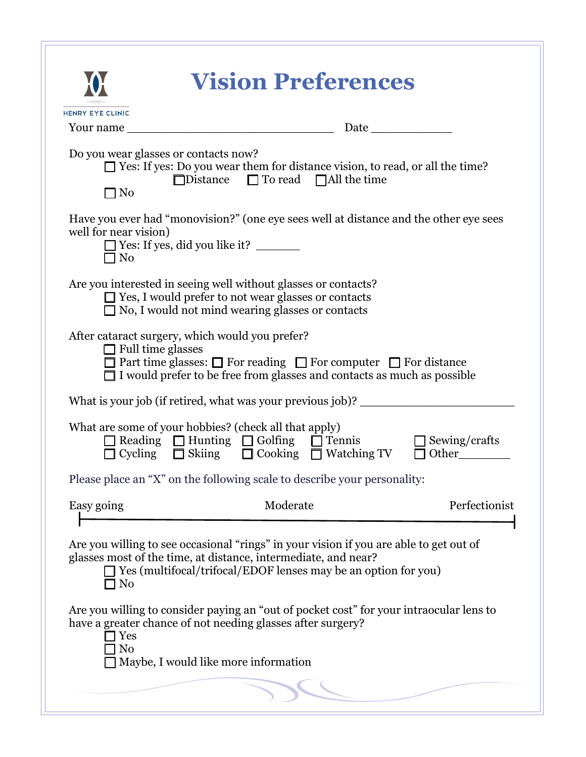HENRY EYE CLINIC

# Vision Preferences

Your name ______________________________ Date ____________

Do you wear glasses or contacts now?

- ☐ Yes: If yes: Do you wear them for distance vision, to read, or all the time?
  - ☐ Distance ☐ To read ☐ All the time
- ☐ No

Have you ever had "monovision?" (one eye sees well at distance and the other eye sees well for near vision)

- ☐ Yes: If yes, did you like it? _______
- ☐ No

Are you interested in seeing well without glasses or contacts?

- ☐ Yes, I would prefer to not wear glasses or contacts
- ☐ No, I would not mind wearing glasses or contacts

After cataract surgery, which would you prefer?

- ☐ Full time glasses
- ☐ Part time glasses: ☐ For reading ☐ For computer ☐ For distance
- ☐ I would prefer to be free from glasses and contacts as much as possible

What is your job (if retired, what was your previous job)? ______________________

What are some of your hobbies? (check all that apply)

| | | | | |
|---|---|---|---|---|
| ☐ Reading | ☐ Hunting | ☐ Golfing | ☐ Tennis | ☐ Sewing/crafts |
| ☐ Cycling | ☐ Skiing | ☐ Cooking | ☐ Watching TV | ☐ Other________ |

Please place an "X" on the following scale to describe your personality:

Easy going ——————————— Moderate ——————————— Perfectionist

Are you willing to see occasional "rings" in your vision if you are able to get out of glasses most of the time, at distance, intermediate, and near?

- ☐ Yes (multifocal/trifocal/EDOF lenses may be an option for you)
- ☐ No

Are you willing to consider paying an "out of pocket cost" for your intraocular lens to have a greater chance of not needing glasses after surgery?

- ☐ Yes
- ☐ No
- ☐ Maybe, I would like more information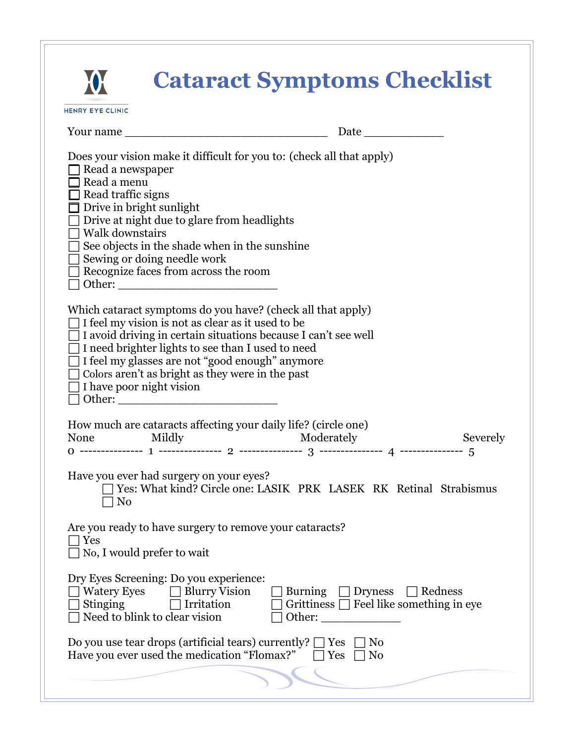HENRY EYE CLINIC

# Cataract Symptoms Checklist

Your name _____________________________ Date ____________

Does your vision make it difficult for you to: (check all that apply)

- ☐ Read a newspaper
- ☐ Read a menu
- ☐ Read traffic signs
- ☐ Drive in bright sunlight
- ☐ Drive at night due to glare from headlights
- ☐ Walk downstairs
- ☐ See objects in the shade when in the sunshine
- ☐ Sewing or doing needle work
- ☐ Recognize faces from across the room
- ☐ Other: _______________________

Which cataract symptoms do you have? (check all that apply)

- ☐ I feel my vision is not as clear as it used to be
- ☐ I avoid driving in certain situations because I can't see well
- ☐ I need brighter lights to see than I used to need
- ☐ I feel my glasses are not "good enough" anymore
- ☐ Colors aren't as bright as they were in the past
- ☐ I have poor night vision
- ☐ Other: _______________________

How much are cataracts affecting your daily life? (circle one)

None Mildly Moderately Severely

0 -------------- 1 -------------- 2 -------------- 3 -------------- 4 -------------- 5

Have you ever had surgery on your eyes?

- ☐ Yes: What kind? Circle one: LASIK PRK LASEK RK Retinal Strabismus
- ☐ No

Are you ready to have surgery to remove your cataracts?

- ☐ Yes
- ☐ No, I would prefer to wait

Dry Eyes Screening: Do you experience:

☐ Watery Eyes ☐ Blurry Vision ☐ Burning ☐ Dryness ☐ Redness
☐ Stinging ☐ Irritation ☐ Grittiness ☐ Feel like something in eye
☐ Need to blink to clear vision ☐ Other: ____________

Do you use tear drops (artificial tears) currently? ☐ Yes ☐ No
Have you ever used the medication "Flomax?" ☐ Yes ☐ No